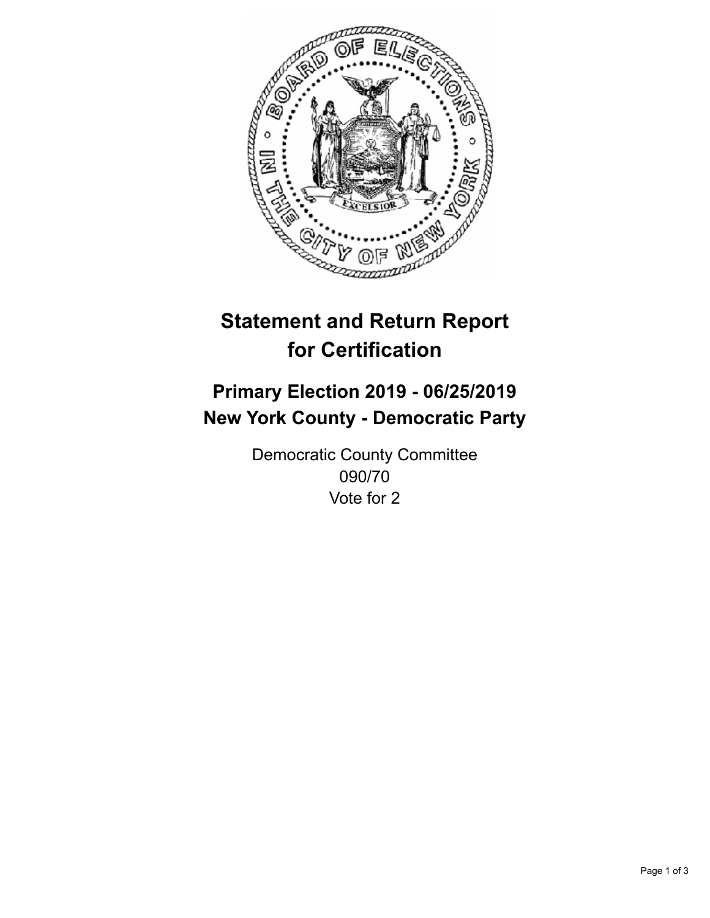# Statement and Return Report for Certification

## Primary Election 2019 - 06/25/2019
## New York County - Democratic Party

Democratic County Committee
090/70
Vote for 2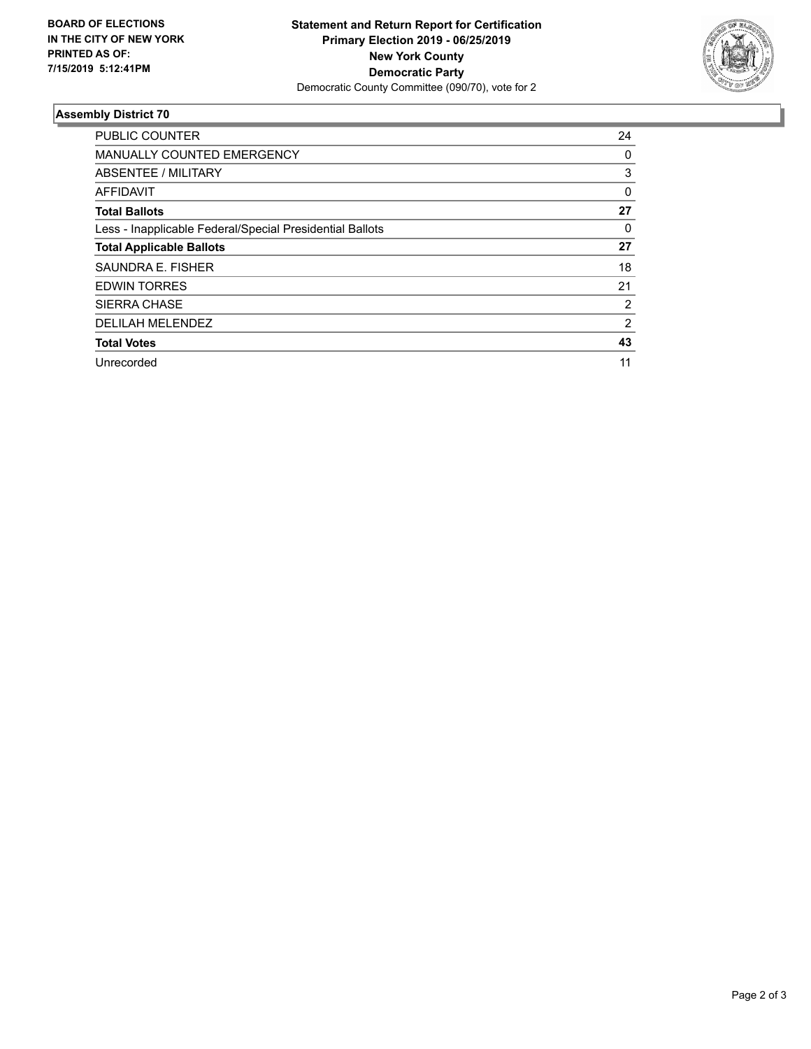**BOARD OF ELECTIONS IN THE CITY OF NEW YORK PRINTED AS OF: 7/15/2019 5:12:41PM**

**Statement and Return Report for Certification**
**Primary Election 2019 - 06/25/2019**
**New York County**
**Democratic Party**
Democratic County Committee (090/70), vote for 2

### Assembly District 70

| | |
|---|---|
| PUBLIC COUNTER | 24 |
| MANUALLY COUNTED EMERGENCY | 0 |
| ABSENTEE / MILITARY | 3 |
| AFFIDAVIT | 0 |
| **Total Ballots** | **27** |
| Less - Inapplicable Federal/Special Presidential Ballots | 0 |
| **Total Applicable Ballots** | **27** |
| SAUNDRA E. FISHER | 18 |
| EDWIN TORRES | 21 |
| SIERRA CHASE | 2 |
| DELILAH MELENDEZ | 2 |
| **Total Votes** | **43** |
| Unrecorded | 11 |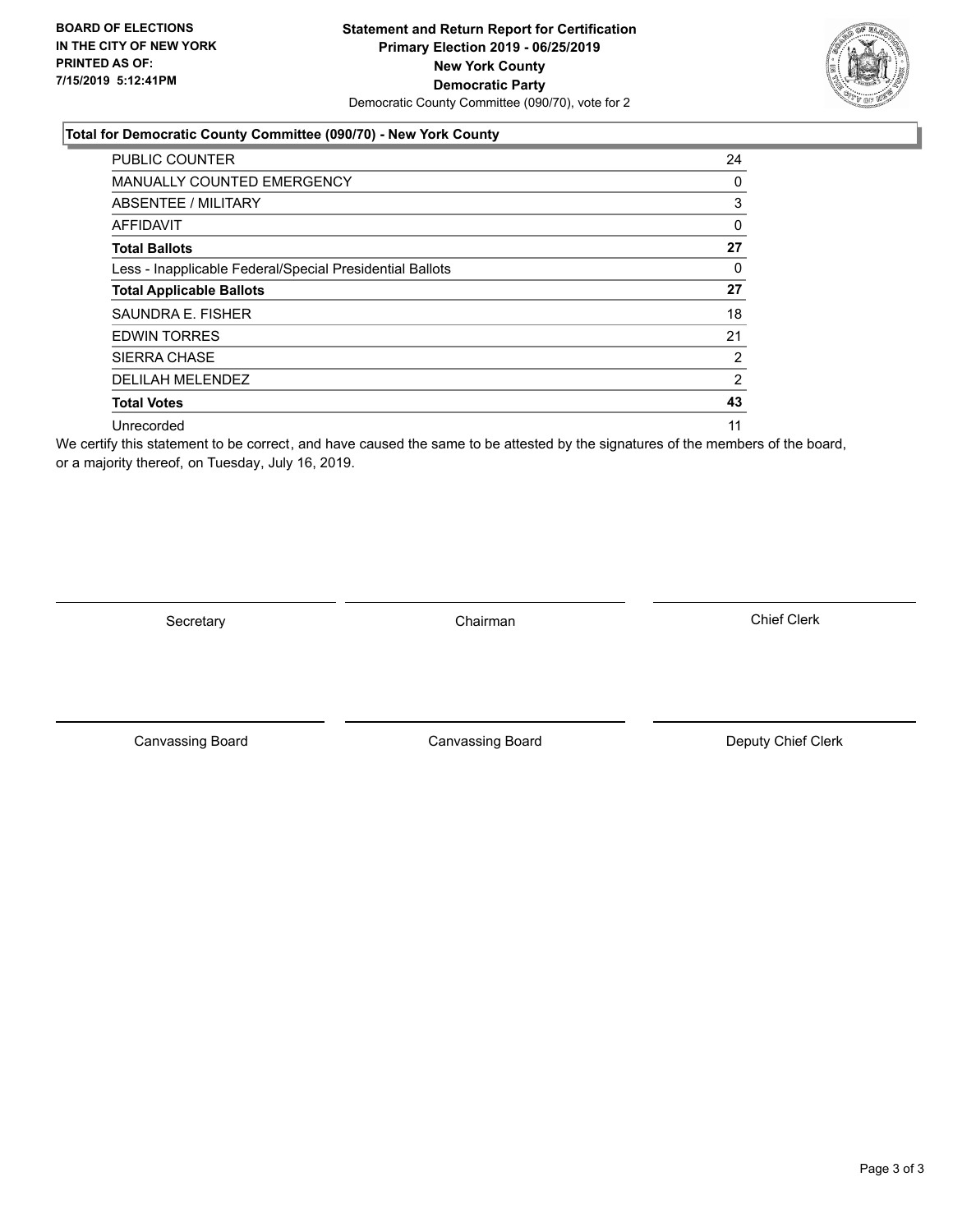**BOARD OF ELECTIONS IN THE CITY OF NEW YORK PRINTED AS OF: 7/15/2019 5:12:41PM**

**Statement and Return Report for Certification Primary Election 2019 - 06/25/2019 New York County Democratic Party**

Democratic County Committee (090/70), vote for 2

### Total for Democratic County Committee (090/70) - New York County

| | |
|---|---|
| PUBLIC COUNTER | 24 |
| MANUALLY COUNTED EMERGENCY | 0 |
| ABSENTEE / MILITARY | 3 |
| AFFIDAVIT | 0 |
| **Total Ballots** | **27** |
| Less - Inapplicable Federal/Special Presidential Ballots | 0 |
| **Total Applicable Ballots** | **27** |
| SAUNDRA E. FISHER | 18 |
| EDWIN TORRES | 21 |
| SIERRA CHASE | 2 |
| DELILAH MELENDEZ | 2 |
| **Total Votes** | **43** |
| Unrecorded | 11 |

We certify this statement to be correct, and have caused the same to be attested by the signatures of the members of the board, or a majority thereof, on Tuesday, July 16, 2019.

Secretary | Chairman | Chief Clerk

Canvassing Board | Canvassing Board | Deputy Chief Clerk